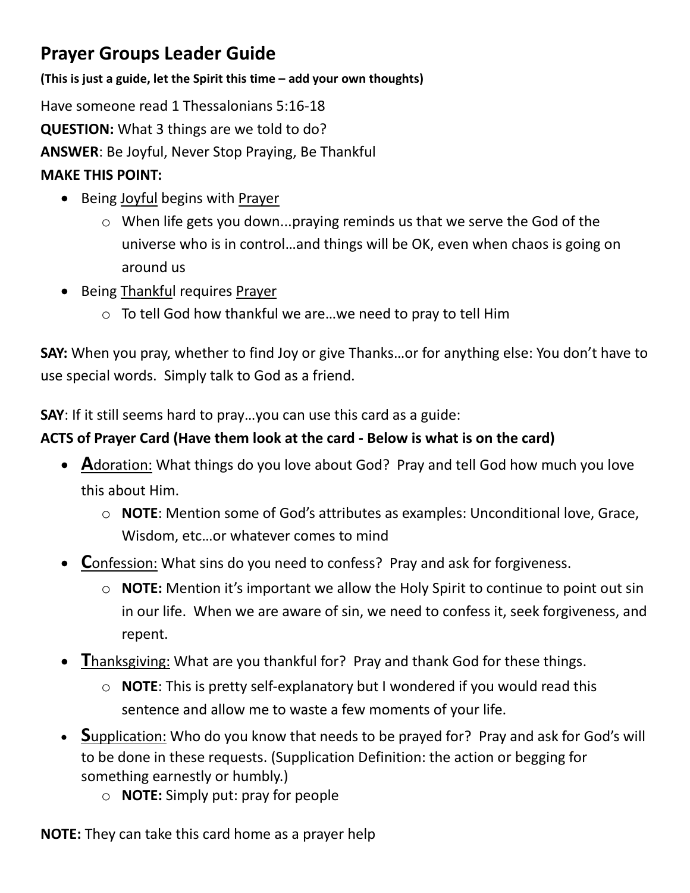# Prayer Groups Leader Guide

**(This is just a guide, let the Spirit this time – add your own thoughts)**

Have someone read 1 Thessalonians 5:16-18

**QUESTION:** What 3 things are we told to do?

**ANSWER**: Be Joyful, Never Stop Praying, Be Thankful

**MAKE THIS POINT:**

- Being <u>Joyful</u> begins with <u>Prayer</u>
  - When life gets you down...praying reminds us that we serve the God of the universe who is in control…and things will be OK, even when chaos is going on around us
- Being <u>Thankful</u> requires <u>Prayer</u>
  - To tell God how thankful we are…we need to pray to tell Him

**SAY:** When you pray, whether to find Joy or give Thanks…or for anything else: You don't have to use special words. Simply talk to God as a friend.

**SAY**: If it still seems hard to pray…you can use this card as a guide:

**ACTS of Prayer Card (Have them look at the card - Below is what is on the card)**

- **A**<u>doration:</u> What things do you love about God? Pray and tell God how much you love this about Him.
  - **NOTE**: Mention some of God's attributes as examples: Unconditional love, Grace, Wisdom, etc…or whatever comes to mind
- **C**<u>onfession:</u> What sins do you need to confess? Pray and ask for forgiveness.
  - **NOTE:** Mention it's important we allow the Holy Spirit to continue to point out sin in our life. When we are aware of sin, we need to confess it, seek forgiveness, and repent.
- **T**<u>hanksgiving:</u> What are you thankful for? Pray and thank God for these things.
  - **NOTE**: This is pretty self-explanatory but I wondered if you would read this sentence and allow me to waste a few moments of your life.
- **S**<u>upplication:</u> Who do you know that needs to be prayed for? Pray and ask for God's will to be done in these requests. (Supplication Definition: the action or begging for something earnestly or humbly.)
  - **NOTE:** Simply put: pray for people

**NOTE:** They can take this card home as a prayer help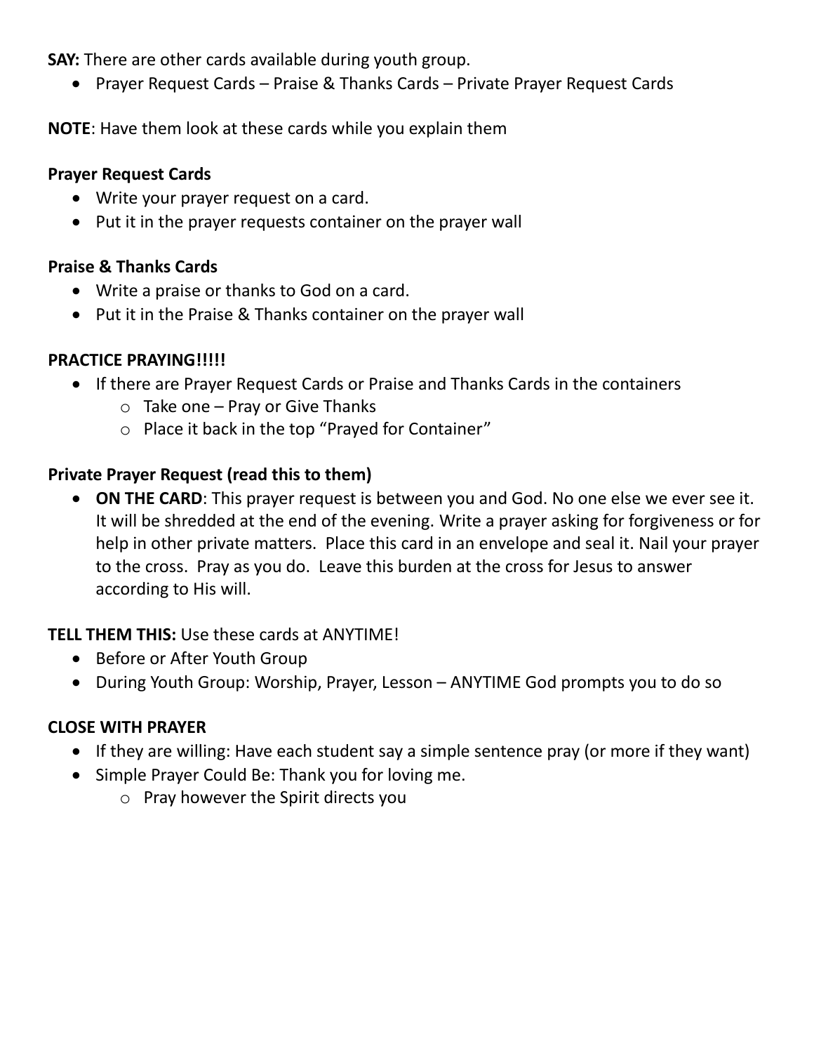**SAY:** There are other cards available during youth group.

- Prayer Request Cards – Praise & Thanks Cards – Private Prayer Request Cards

**NOTE**: Have them look at these cards while you explain them

**Prayer Request Cards**

- Write your prayer request on a card.
- Put it in the prayer requests container on the prayer wall

**Praise & Thanks Cards**

- Write a praise or thanks to God on a card.
- Put it in the Praise & Thanks container on the prayer wall

**PRACTICE PRAYING!!!!!**

- If there are Prayer Request Cards or Praise and Thanks Cards in the containers
  - Take one – Pray or Give Thanks
  - Place it back in the top "Prayed for Container"

**Private Prayer Request (read this to them)**

- **ON THE CARD**: This prayer request is between you and God. No one else we ever see it. It will be shredded at the end of the evening. Write a prayer asking for forgiveness or for help in other private matters. Place this card in an envelope and seal it. Nail your prayer to the cross. Pray as you do. Leave this burden at the cross for Jesus to answer according to His will.

**TELL THEM THIS:** Use these cards at ANYTIME!

- Before or After Youth Group
- During Youth Group: Worship, Prayer, Lesson – ANYTIME God prompts you to do so

**CLOSE WITH PRAYER**

- If they are willing: Have each student say a simple sentence pray (or more if they want)
- Simple Prayer Could Be: Thank you for loving me.
  - Pray however the Spirit directs you